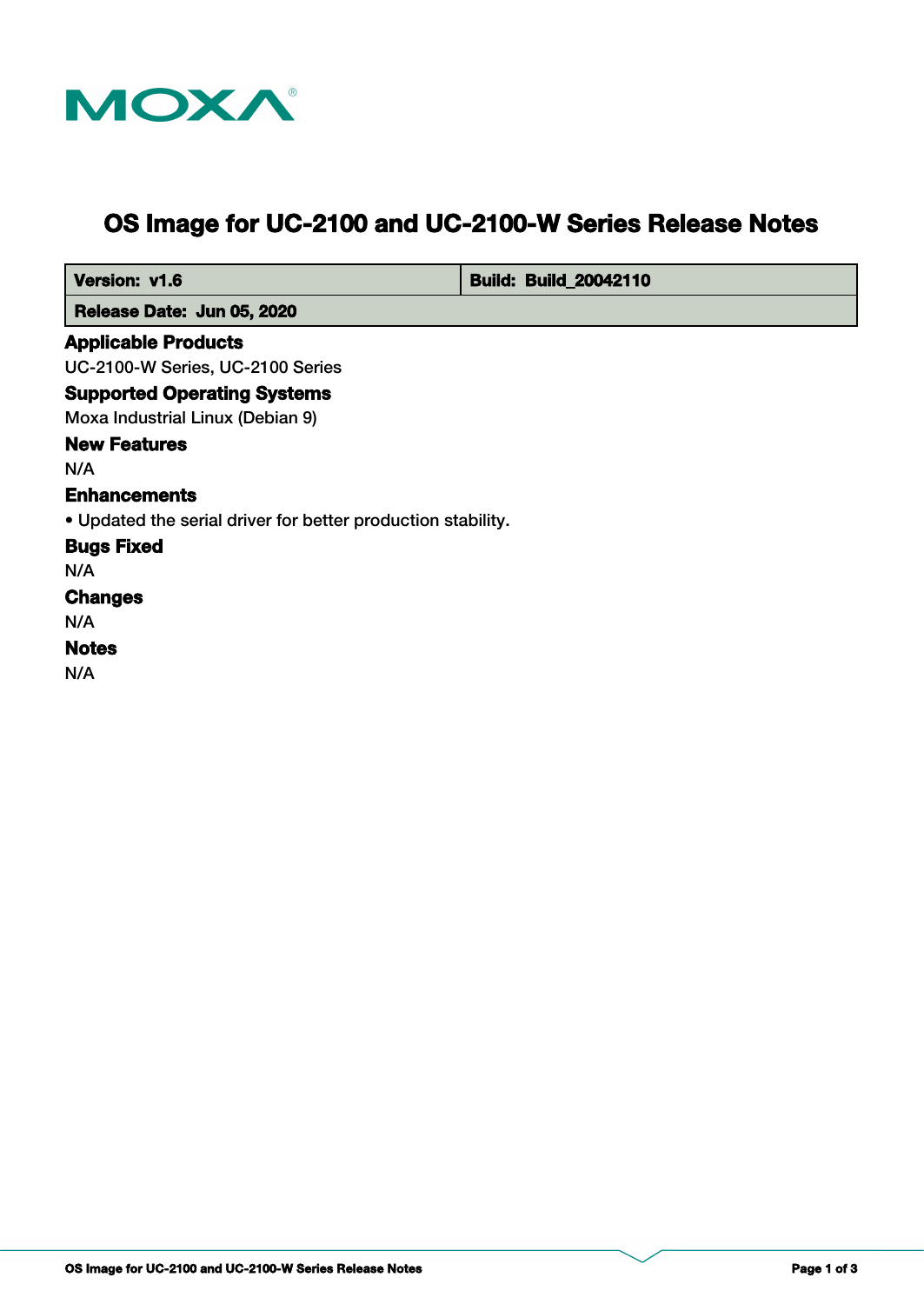MOXA

# OS Image for UC-2100 and UC-2100-W Series Release Notes

| | |
|---|---|
| **Version: v1.6** | **Build: Build_20042110** |
| **Release Date: Jun 05, 2020** | |

## Applicable Products

UC-2100-W Series, UC-2100 Series

## Supported Operating Systems

Moxa Industrial Linux (Debian 9)

## New Features

N/A

## Enhancements

- Updated the serial driver for better production stability.

## Bugs Fixed

N/A

## Changes

N/A

## Notes

N/A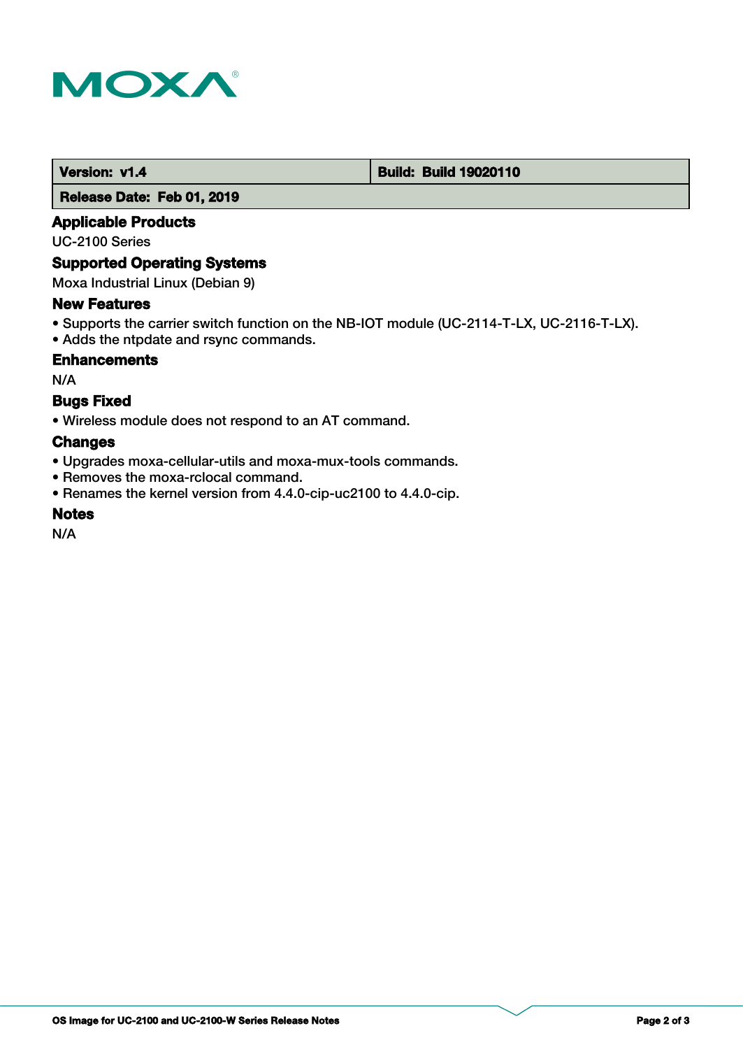| | |
|---|---|
| **Version: v1.4** | **Build: Build 19020110** |
| **Release Date: Feb 01, 2019** | |

### Applicable Products

UC-2100 Series

### Supported Operating Systems

Moxa Industrial Linux (Debian 9)

### New Features

- Supports the carrier switch function on the NB-IOT module (UC-2114-T-LX, UC-2116-T-LX).
- Adds the ntpdate and rsync commands.

### Enhancements

N/A

### Bugs Fixed

- Wireless module does not respond to an AT command.

### Changes

- Upgrades moxa-cellular-utils and moxa-mux-tools commands.
- Removes the moxa-rclocal command.
- Renames the kernel version from 4.4.0-cip-uc2100 to 4.4.0-cip.

### Notes

N/A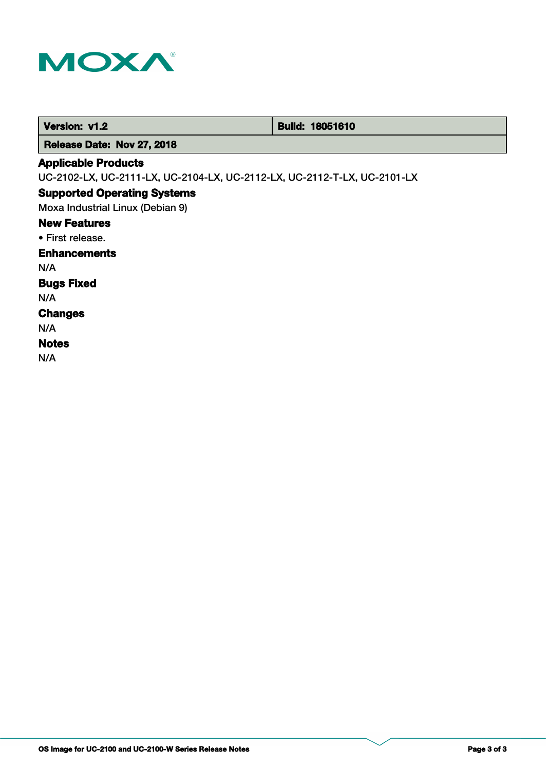| Version: v1.2 | Build: 18051610 |
|---|---|
| Release Date: Nov 27, 2018 | |

### Applicable Products

UC-2102-LX, UC-2111-LX, UC-2104-LX, UC-2112-LX, UC-2112-T-LX, UC-2101-LX

### Supported Operating Systems

Moxa Industrial Linux (Debian 9)

### New Features

- First release.

### Enhancements

N/A

### Bugs Fixed

N/A

### Changes

N/A

### Notes

N/A